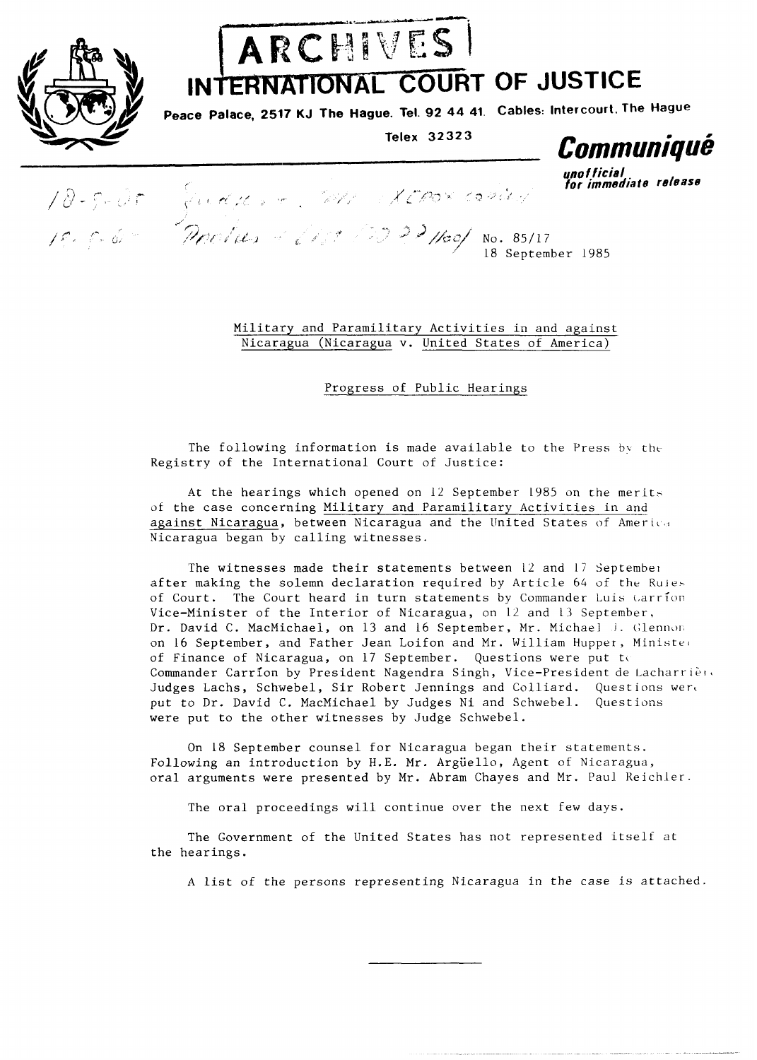# ARCHIVES

# INTERNATIONAL COURT OF JUSTICE

**Peace Palace, 2517 KJ The Hague. Tel. 92 44 41. Cables: Intercourt, The Hague**

**Telex 32323**

## *Communiqué*

*unofficial*
*for immediate release*

No. 85/17
18 September 1985

Military and Paramilitary Activities in and against Nicaragua (Nicaragua v. United States of America)

Progress of Public Hearings

The following information is made available to the Press by the Registry of the International Court of Justice:

At the hearings which opened on 12 September 1985 on the merits of the case concerning Military and Paramilitary Activities in and against Nicaragua, between Nicaragua and the United States of America Nicaragua began by calling witnesses.

The witnesses made their statements between 12 and 17 September after making the solemn declaration required by Article 64 of the Rules of Court. The Court heard in turn statements by Commander Luis Carrīon Vice-Minister of the Interior of Nicaragua, on 12 and 13 September, Dr. David C. MacMichael, on 13 and 16 September, Mr. Michael J. Glennon on 16 September, and Father Jean Loifon and Mr. William Hupper, Minister of Finance of Nicaragua, on 17 September. Questions were put to Commander Carrīon by President Nagendra Singh, Vice-President de Lacharrière, Judges Lachs, Schwebel, Sir Robert Jennings and Colliard. Questions were put to Dr. David C. MacMichael by Judges Ni and Schwebel. Questions were put to the other witnesses by Judge Schwebel.

On 18 September counsel for Nicaragua began their statements. Following an introduction by H.E. Mr. Argüello, Agent of Nicaragua, oral arguments were presented by Mr. Abram Chayes and Mr. Paul Reichler.

The oral proceedings will continue over the next few days.

The Government of the United States has not represented itself at the hearings.

A list of the persons representing Nicaragua in the case is attached.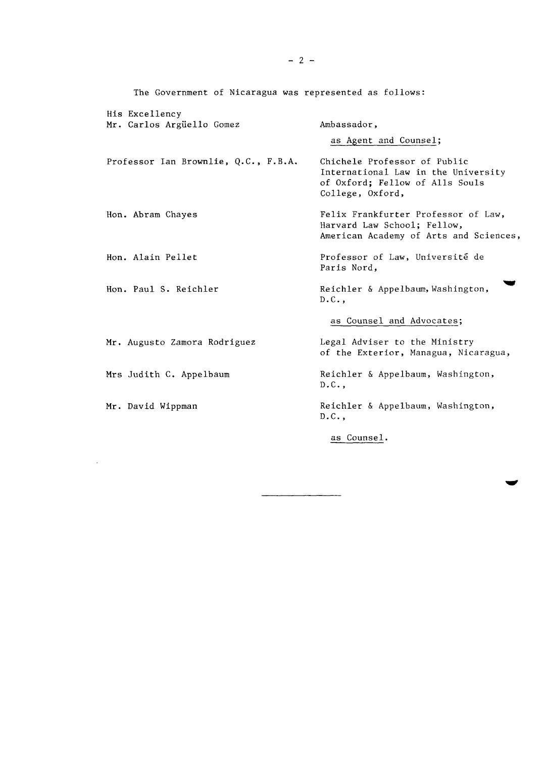The Government of Nicaragua was represented as follows:

| | |
|---|---|
| His Excellency Mr. Carlos Argüello Gomez | Ambassador, |
| | as Agent and Counsel; |
| Professor Ian Brownlie, Q.C., F.B.A. | Chichele Professor of Public International Law in the University of Oxford; Fellow of Alls Souls College, Oxford, |
| Hon. Abram Chayes | Felix Frankfurter Professor of Law, Harvard Law School; Fellow, American Academy of Arts and Sciences, |
| Hon. Alain Pellet | Professor of Law, Université de Paris Nord, |
| Hon. Paul S. Reichler | Reichler & Appelbaum, Washington, D.C., |
| | as Counsel and Advocates; |
| Mr. Augusto Zamora Rodriguez | Legal Adviser to the Ministry of the Exterior, Managua, Nicaragua, |
| Mrs Judith C. Appelbaum | Reichler & Appelbaum, Washington, D.C., |
| Mr. David Wippman | Reichler & Appelbaum, Washington, D.C., |
| | as Counsel. |